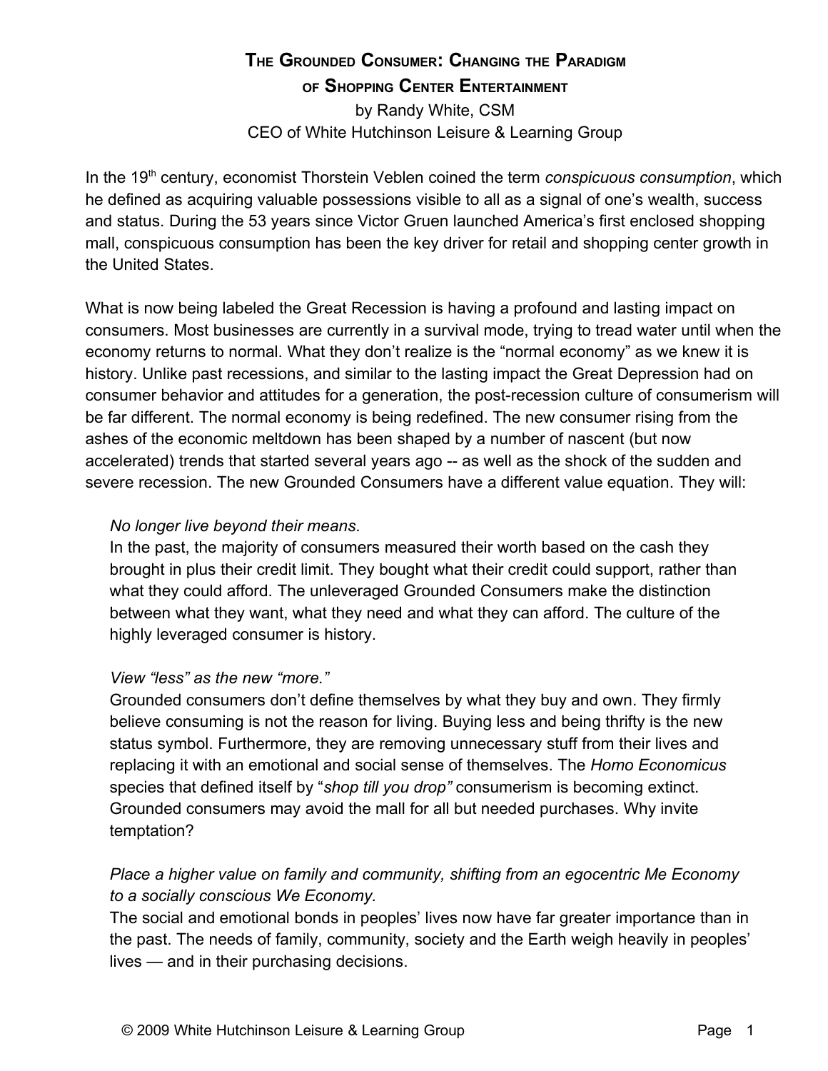# The Grounded Consumer: Changing the Paradigm of Shopping Center Entertainment

by Randy White, CSM
CEO of White Hutchinson Leisure & Learning Group

In the 19th century, economist Thorstein Veblen coined the term *conspicuous consumption*, which he defined as acquiring valuable possessions visible to all as a signal of one's wealth, success and status. During the 53 years since Victor Gruen launched America's first enclosed shopping mall, conspicuous consumption has been the key driver for retail and shopping center growth in the United States.

What is now being labeled the Great Recession is having a profound and lasting impact on consumers. Most businesses are currently in a survival mode, trying to tread water until when the economy returns to normal. What they don't realize is the "normal economy" as we knew it is history. Unlike past recessions, and similar to the lasting impact the Great Depression had on consumer behavior and attitudes for a generation, the post-recession culture of consumerism will be far different. The normal economy is being redefined. The new consumer rising from the ashes of the economic meltdown has been shaped by a number of nascent (but now accelerated) trends that started several years ago -- as well as the shock of the sudden and severe recession. The new Grounded Consumers have a different value equation. They will:

*No longer live beyond their means*.
In the past, the majority of consumers measured their worth based on the cash they brought in plus their credit limit. They bought what their credit could support, rather than what they could afford. The unleveraged Grounded Consumers make the distinction between what they want, what they need and what they can afford. The culture of the highly leveraged consumer is history.

*View "less" as the new "more."*
Grounded consumers don't define themselves by what they buy and own. They firmly believe consuming is not the reason for living. Buying less and being thrifty is the new status symbol. Furthermore, they are removing unnecessary stuff from their lives and replacing it with an emotional and social sense of themselves. The *Homo Economicus* species that defined itself by "*shop till you drop"* consumerism is becoming extinct. Grounded consumers may avoid the mall for all but needed purchases. Why invite temptation?

*Place a higher value on family and community, shifting from an egocentric Me Economy to a socially conscious We Economy.*
The social and emotional bonds in peoples' lives now have far greater importance than in the past. The needs of family, community, society and the Earth weigh heavily in peoples' lives — and in their purchasing decisions.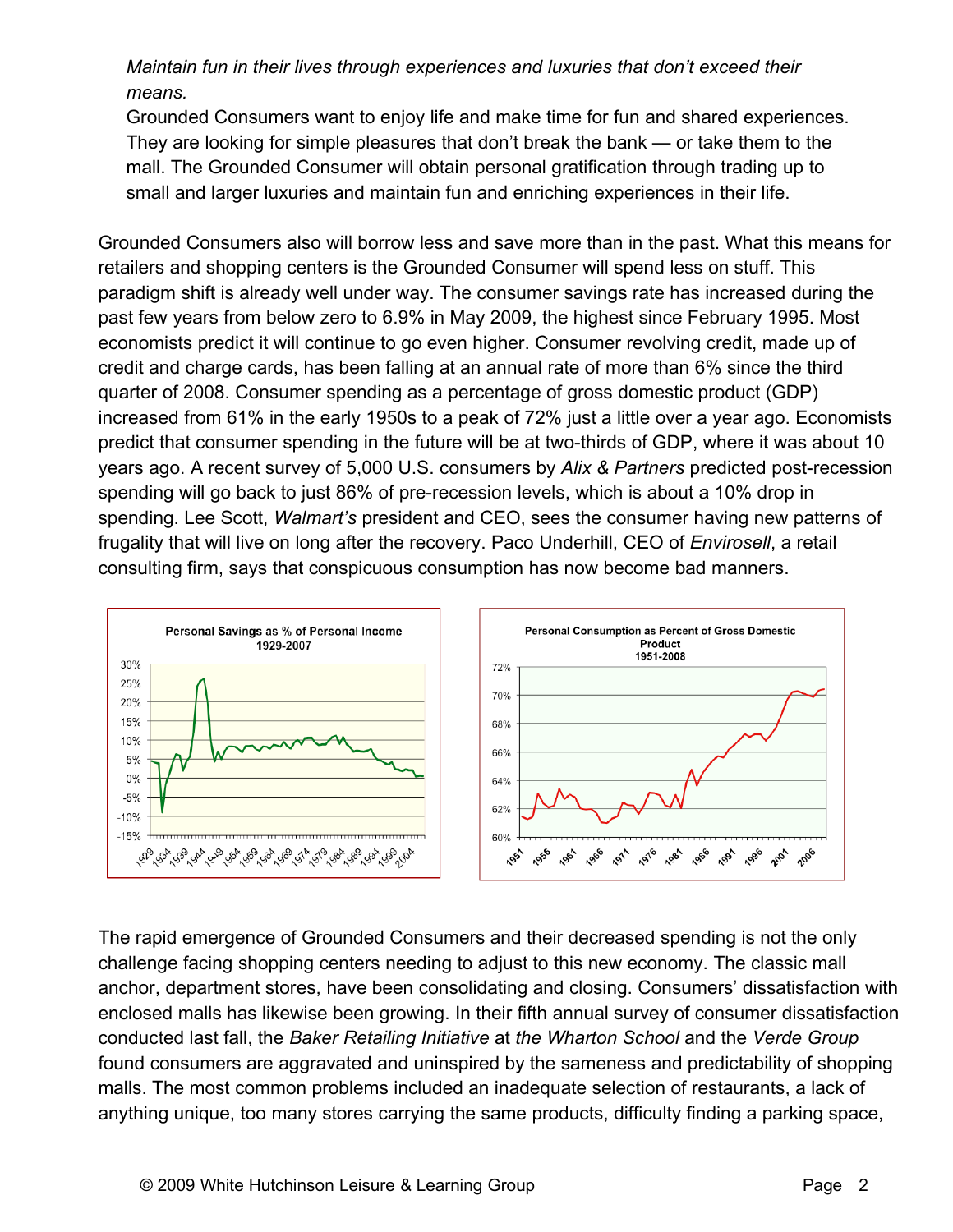*Maintain fun in their lives through experiences and luxuries that don't exceed their means.*

Grounded Consumers want to enjoy life and make time for fun and shared experiences. They are looking for simple pleasures that don't break the bank — or take them to the mall. The Grounded Consumer will obtain personal gratification through trading up to small and larger luxuries and maintain fun and enriching experiences in their life.

Grounded Consumers also will borrow less and save more than in the past. What this means for retailers and shopping centers is the Grounded Consumer will spend less on stuff. This paradigm shift is already well under way. The consumer savings rate has increased during the past few years from below zero to 6.9% in May 2009, the highest since February 1995. Most economists predict it will continue to go even higher. Consumer revolving credit, made up of credit and charge cards, has been falling at an annual rate of more than 6% since the third quarter of 2008. Consumer spending as a percentage of gross domestic product (GDP) increased from 61% in the early 1950s to a peak of 72% just a little over a year ago. Economists predict that consumer spending in the future will be at two-thirds of GDP, where it was about 10 years ago. A recent survey of 5,000 U.S. consumers by *Alix & Partners* predicted post-recession spending will go back to just 86% of pre-recession levels, which is about a 10% drop in spending. Lee Scott, *Walmart's* president and CEO, sees the consumer having new patterns of frugality that will live on long after the recovery. Paco Underhill, CEO of *Envirosell*, a retail consulting firm, says that conspicuous consumption has now become bad manners.

Personal Savings as % of Personal Income 1929-2007

Personal Consumption as Percent of Gross Domestic Product 1951-2008

The rapid emergence of Grounded Consumers and their decreased spending is not the only challenge facing shopping centers needing to adjust to this new economy. The classic mall anchor, department stores, have been consolidating and closing. Consumers' dissatisfaction with enclosed malls has likewise been growing. In their fifth annual survey of consumer dissatisfaction conducted last fall, the *Baker Retailing Initiative* at *the Wharton School* and the *Verde Group* found consumers are aggravated and uninspired by the sameness and predictability of shopping malls. The most common problems included an inadequate selection of restaurants, a lack of anything unique, too many stores carrying the same products, difficulty finding a parking space,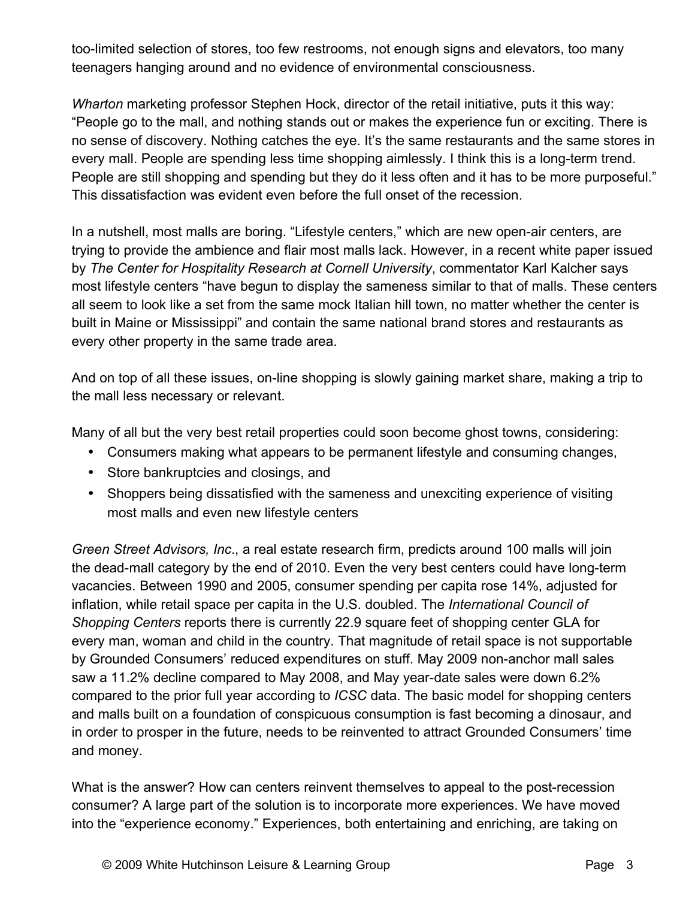too-limited selection of stores, too few restrooms, not enough signs and elevators, too many teenagers hanging around and no evidence of environmental consciousness.

*Wharton* marketing professor Stephen Hock, director of the retail initiative, puts it this way: "People go to the mall, and nothing stands out or makes the experience fun or exciting. There is no sense of discovery. Nothing catches the eye. It's the same restaurants and the same stores in every mall. People are spending less time shopping aimlessly. I think this is a long-term trend. People are still shopping and spending but they do it less often and it has to be more purposeful." This dissatisfaction was evident even before the full onset of the recession.

In a nutshell, most malls are boring. "Lifestyle centers," which are new open-air centers, are trying to provide the ambience and flair most malls lack. However, in a recent white paper issued by *The Center for Hospitality Research at Cornell University*, commentator Karl Kalcher says most lifestyle centers "have begun to display the sameness similar to that of malls. These centers all seem to look like a set from the same mock Italian hill town, no matter whether the center is built in Maine or Mississippi" and contain the same national brand stores and restaurants as every other property in the same trade area.

And on top of all these issues, on-line shopping is slowly gaining market share, making a trip to the mall less necessary or relevant.

Many of all but the very best retail properties could soon become ghost towns, considering:

- Consumers making what appears to be permanent lifestyle and consuming changes,
- Store bankruptcies and closings, and
- Shoppers being dissatisfied with the sameness and unexciting experience of visiting most malls and even new lifestyle centers

*Green Street Advisors, Inc*., a real estate research firm, predicts around 100 malls will join the dead-mall category by the end of 2010. Even the very best centers could have long-term vacancies. Between 1990 and 2005, consumer spending per capita rose 14%, adjusted for inflation, while retail space per capita in the U.S. doubled. The *International Council of Shopping Centers* reports there is currently 22.9 square feet of shopping center GLA for every man, woman and child in the country. That magnitude of retail space is not supportable by Grounded Consumers' reduced expenditures on stuff. May 2009 non-anchor mall sales saw a 11.2% decline compared to May 2008, and May year-date sales were down 6.2% compared to the prior full year according to *ICSC* data. The basic model for shopping centers and malls built on a foundation of conspicuous consumption is fast becoming a dinosaur, and in order to prosper in the future, needs to be reinvented to attract Grounded Consumers' time and money.

What is the answer? How can centers reinvent themselves to appeal to the post-recession consumer? A large part of the solution is to incorporate more experiences. We have moved into the "experience economy." Experiences, both entertaining and enriching, are taking on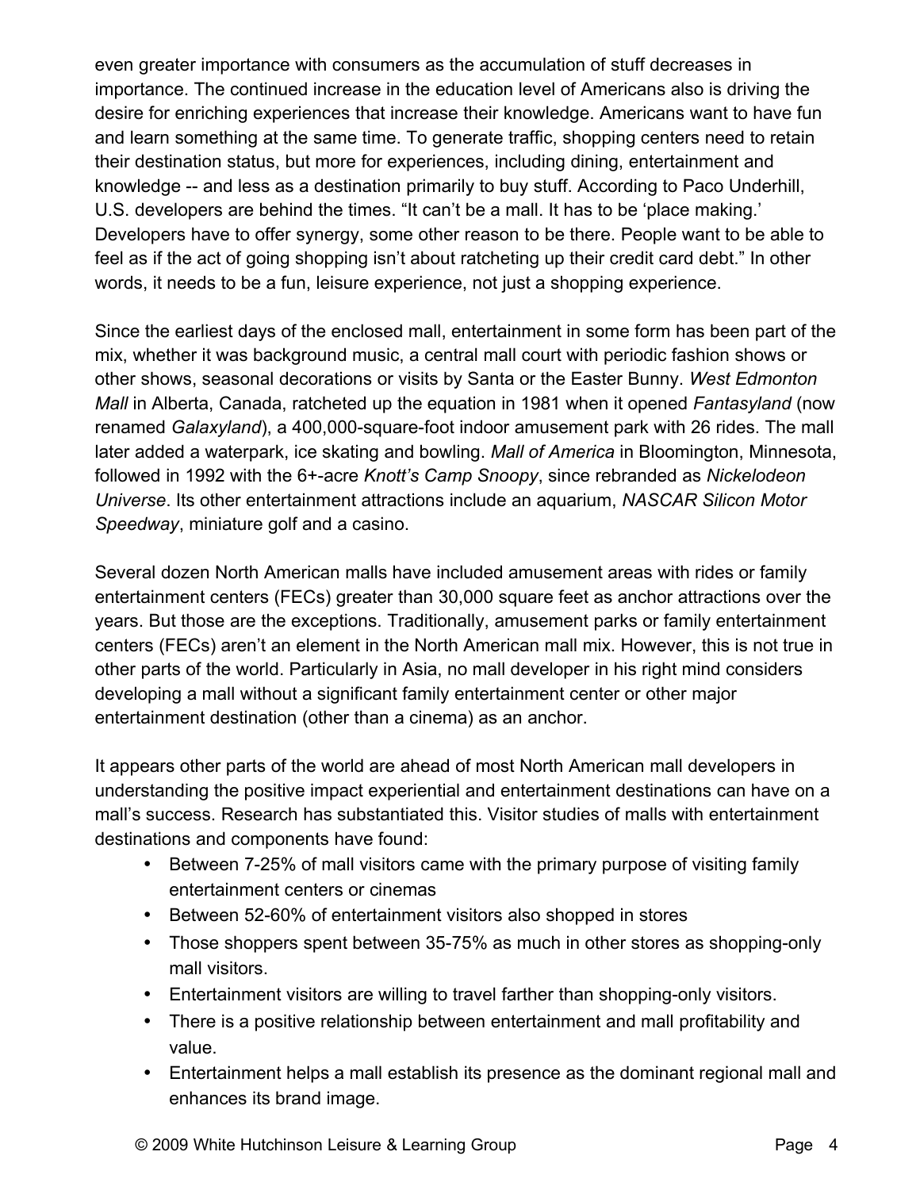even greater importance with consumers as the accumulation of stuff decreases in importance. The continued increase in the education level of Americans also is driving the desire for enriching experiences that increase their knowledge. Americans want to have fun and learn something at the same time. To generate traffic, shopping centers need to retain their destination status, but more for experiences, including dining, entertainment and knowledge -- and less as a destination primarily to buy stuff. According to Paco Underhill, U.S. developers are behind the times. "It can't be a mall. It has to be 'place making.' Developers have to offer synergy, some other reason to be there. People want to be able to feel as if the act of going shopping isn't about ratcheting up their credit card debt." In other words, it needs to be a fun, leisure experience, not just a shopping experience.

Since the earliest days of the enclosed mall, entertainment in some form has been part of the mix, whether it was background music, a central mall court with periodic fashion shows or other shows, seasonal decorations or visits by Santa or the Easter Bunny. *West Edmonton Mall* in Alberta, Canada, ratcheted up the equation in 1981 when it opened *Fantasyland* (now renamed *Galaxyland*), a 400,000-square-foot indoor amusement park with 26 rides. The mall later added a waterpark, ice skating and bowling. *Mall of America* in Bloomington, Minnesota, followed in 1992 with the 6+-acre *Knott's Camp Snoopy*, since rebranded as *Nickelodeon Universe*. Its other entertainment attractions include an aquarium, *NASCAR Silicon Motor Speedway*, miniature golf and a casino.

Several dozen North American malls have included amusement areas with rides or family entertainment centers (FECs) greater than 30,000 square feet as anchor attractions over the years. But those are the exceptions. Traditionally, amusement parks or family entertainment centers (FECs) aren't an element in the North American mall mix. However, this is not true in other parts of the world. Particularly in Asia, no mall developer in his right mind considers developing a mall without a significant family entertainment center or other major entertainment destination (other than a cinema) as an anchor.

It appears other parts of the world are ahead of most North American mall developers in understanding the positive impact experiential and entertainment destinations can have on a mall's success. Research has substantiated this. Visitor studies of malls with entertainment destinations and components have found:

- Between 7-25% of mall visitors came with the primary purpose of visiting family entertainment centers or cinemas
- Between 52-60% of entertainment visitors also shopped in stores
- Those shoppers spent between 35-75% as much in other stores as shopping-only mall visitors.
- Entertainment visitors are willing to travel farther than shopping-only visitors.
- There is a positive relationship between entertainment and mall profitability and value.
- Entertainment helps a mall establish its presence as the dominant regional mall and enhances its brand image.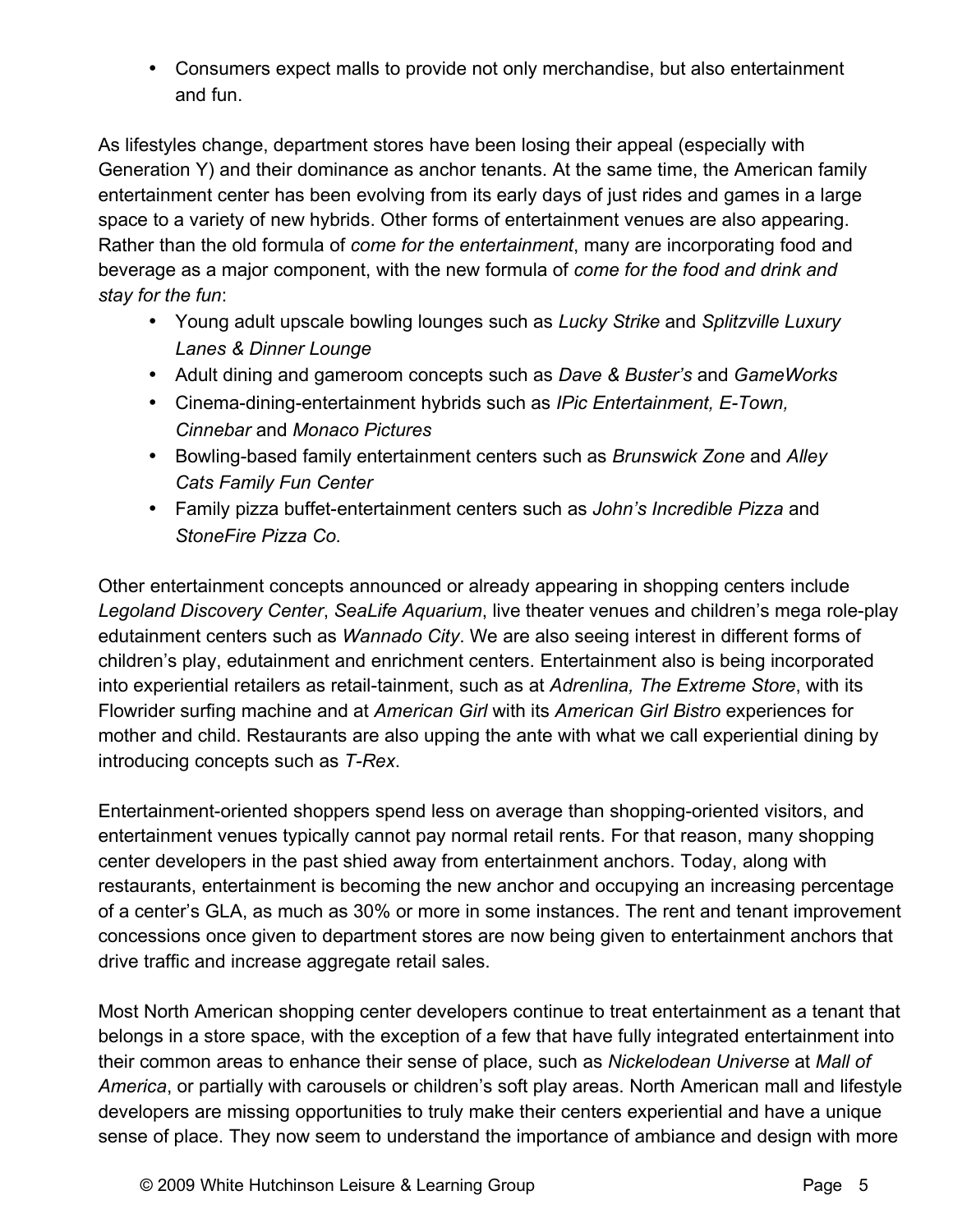- Consumers expect malls to provide not only merchandise, but also entertainment and fun.

As lifestyles change, department stores have been losing their appeal (especially with Generation Y) and their dominance as anchor tenants. At the same time, the American family entertainment center has been evolving from its early days of just rides and games in a large space to a variety of new hybrids. Other forms of entertainment venues are also appearing. Rather than the old formula of *come for the entertainment*, many are incorporating food and beverage as a major component, with the new formula of *come for the food and drink and stay for the fun*:

- Young adult upscale bowling lounges such as *Lucky Strike* and *Splitzville Luxury Lanes & Dinner Lounge*
- Adult dining and gameroom concepts such as *Dave & Buster's* and *GameWorks*
- Cinema-dining-entertainment hybrids such as *IPic Entertainment, E-Town, Cinnebar* and *Monaco Pictures*
- Bowling-based family entertainment centers such as *Brunswick Zone* and *Alley Cats Family Fun Center*
- Family pizza buffet-entertainment centers such as *John's Incredible Pizza* and *StoneFire Pizza Co.*

Other entertainment concepts announced or already appearing in shopping centers include *Legoland Discovery Center*, *SeaLife Aquarium*, live theater venues and children's mega role-play edutainment centers such as *Wannado City*. We are also seeing interest in different forms of children's play, edutainment and enrichment centers. Entertainment also is being incorporated into experiential retailers as retail-tainment, such as at *Adrenlina, The Extreme Store*, with its Flowrider surfing machine and at *American Girl* with its *American Girl Bistro* experiences for mother and child. Restaurants are also upping the ante with what we call experiential dining by introducing concepts such as *T-Rex*.

Entertainment-oriented shoppers spend less on average than shopping-oriented visitors, and entertainment venues typically cannot pay normal retail rents. For that reason, many shopping center developers in the past shied away from entertainment anchors. Today, along with restaurants, entertainment is becoming the new anchor and occupying an increasing percentage of a center's GLA, as much as 30% or more in some instances. The rent and tenant improvement concessions once given to department stores are now being given to entertainment anchors that drive traffic and increase aggregate retail sales.

Most North American shopping center developers continue to treat entertainment as a tenant that belongs in a store space, with the exception of a few that have fully integrated entertainment into their common areas to enhance their sense of place, such as *Nickelodean Universe* at *Mall of America*, or partially with carousels or children's soft play areas. North American mall and lifestyle developers are missing opportunities to truly make their centers experiential and have a unique sense of place. They now seem to understand the importance of ambiance and design with more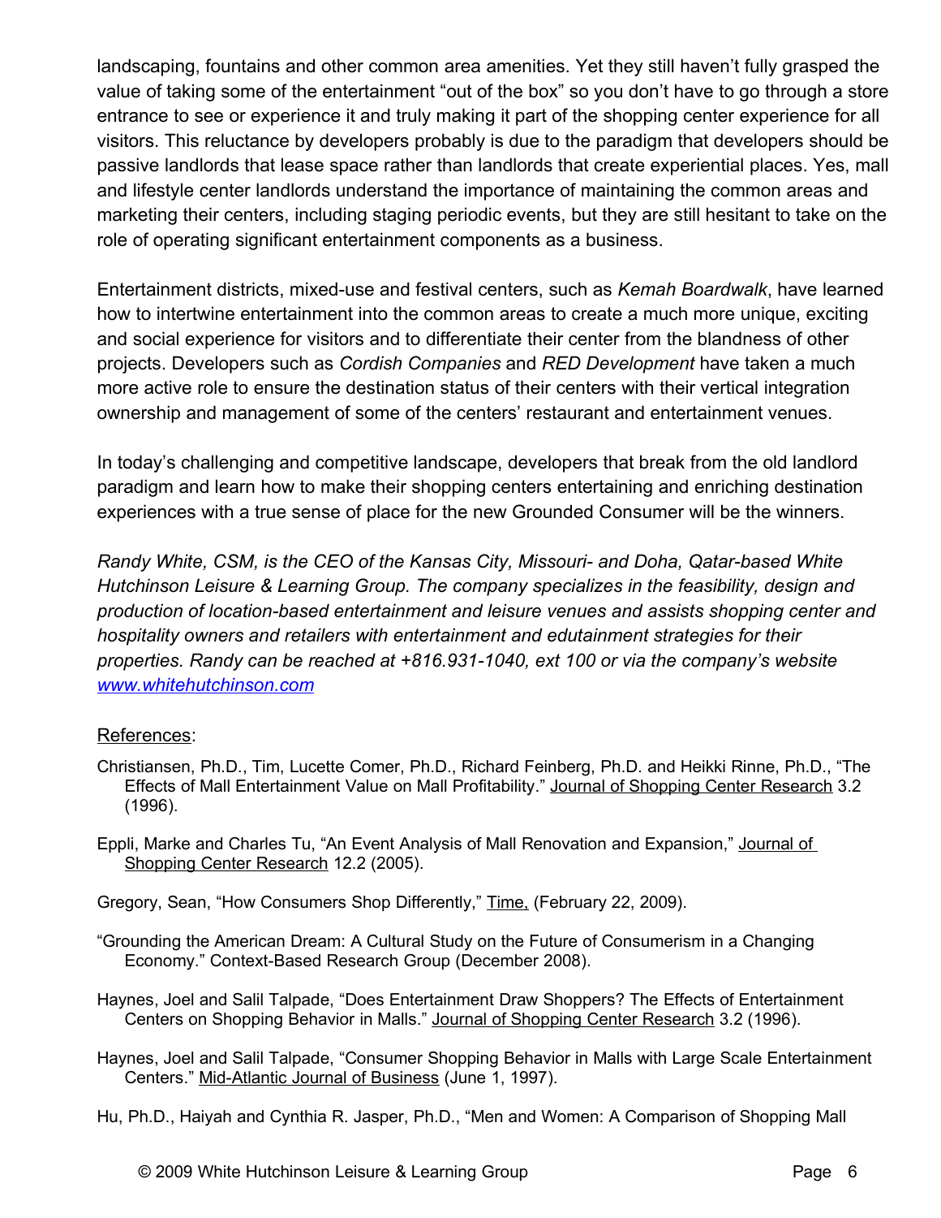landscaping, fountains and other common area amenities. Yet they still haven't fully grasped the value of taking some of the entertainment "out of the box" so you don't have to go through a store entrance to see or experience it and truly making it part of the shopping center experience for all visitors. This reluctance by developers probably is due to the paradigm that developers should be passive landlords that lease space rather than landlords that create experiential places. Yes, mall and lifestyle center landlords understand the importance of maintaining the common areas and marketing their centers, including staging periodic events, but they are still hesitant to take on the role of operating significant entertainment components as a business.

Entertainment districts, mixed-use and festival centers, such as *Kemah Boardwalk*, have learned how to intertwine entertainment into the common areas to create a much more unique, exciting and social experience for visitors and to differentiate their center from the blandness of other projects. Developers such as *Cordish Companies* and *RED Development* have taken a much more active role to ensure the destination status of their centers with their vertical integration ownership and management of some of the centers' restaurant and entertainment venues.

In today's challenging and competitive landscape, developers that break from the old landlord paradigm and learn how to make their shopping centers entertaining and enriching destination experiences with a true sense of place for the new Grounded Consumer will be the winners.

*Randy White, CSM, is the CEO of the Kansas City, Missouri- and Doha, Qatar-based White Hutchinson Leisure & Learning Group. The company specializes in the feasibility, design and production of location-based entertainment and leisure venues and assists shopping center and hospitality owners and retailers with entertainment and edutainment strategies for their properties. Randy can be reached at +816.931-1040, ext 100 or via the company's website [www.whitehutchinson.com](http://www.whitehutchinson.com)*

References:

Christiansen, Ph.D., Tim, Lucette Comer, Ph.D., Richard Feinberg, Ph.D. and Heikki Rinne, Ph.D., "The Effects of Mall Entertainment Value on Mall Profitability." Journal of Shopping Center Research 3.2 (1996).

Eppli, Marke and Charles Tu, "An Event Analysis of Mall Renovation and Expansion," Journal of Shopping Center Research 12.2 (2005).

Gregory, Sean, "How Consumers Shop Differently," Time, (February 22, 2009).

"Grounding the American Dream: A Cultural Study on the Future of Consumerism in a Changing Economy." Context-Based Research Group (December 2008).

Haynes, Joel and Salil Talpade, "Does Entertainment Draw Shoppers? The Effects of Entertainment Centers on Shopping Behavior in Malls." Journal of Shopping Center Research 3.2 (1996).

Haynes, Joel and Salil Talpade, "Consumer Shopping Behavior in Malls with Large Scale Entertainment Centers." Mid-Atlantic Journal of Business (June 1, 1997).

Hu, Ph.D., Haiyah and Cynthia R. Jasper, Ph.D., "Men and Women: A Comparison of Shopping Mall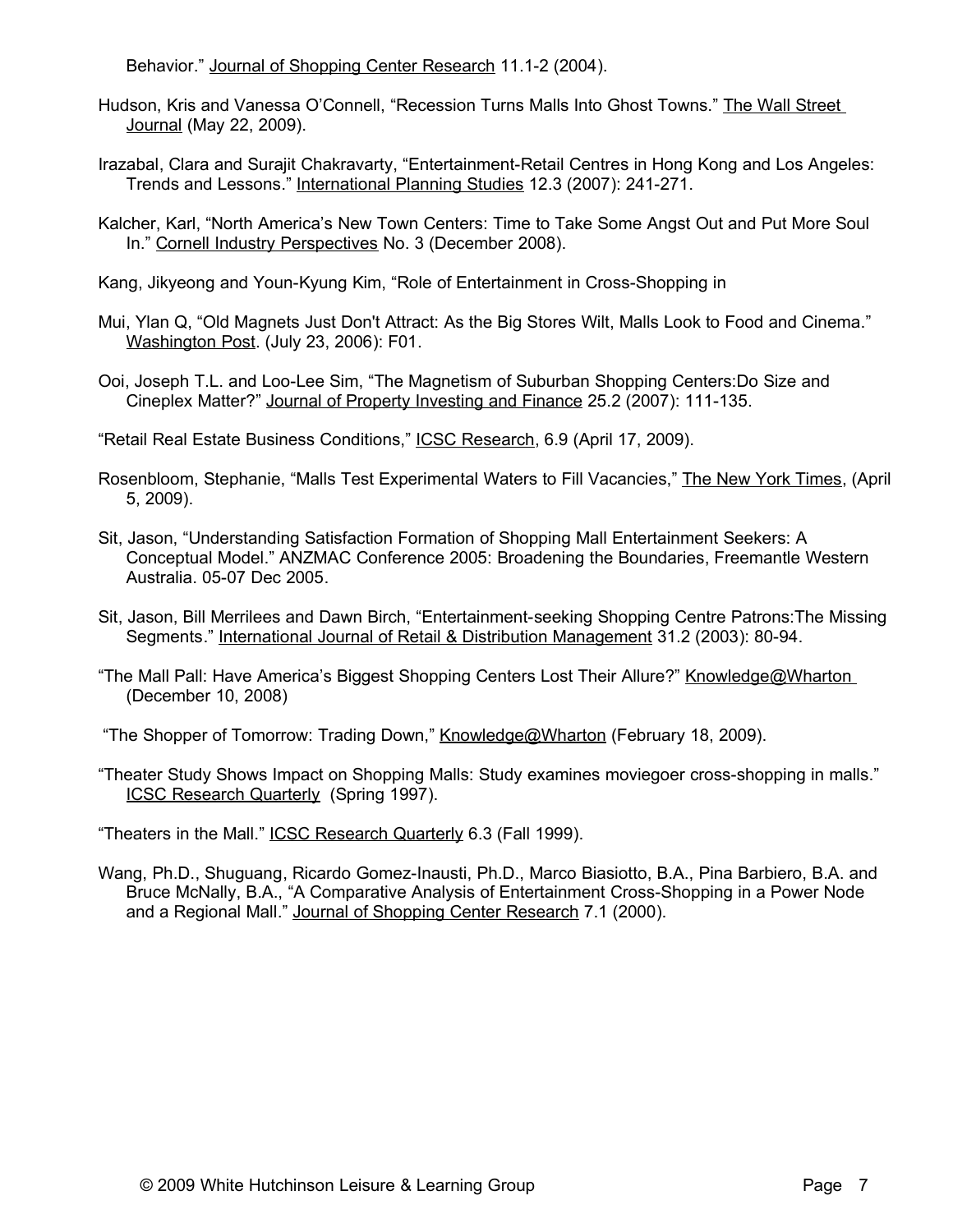Behavior." Journal of Shopping Center Research 11.1-2 (2004).

Hudson, Kris and Vanessa O'Connell, "Recession Turns Malls Into Ghost Towns." The Wall Street Journal (May 22, 2009).

Irazabal, Clara and Surajit Chakravarty, "Entertainment-Retail Centres in Hong Kong and Los Angeles: Trends and Lessons." International Planning Studies 12.3 (2007): 241-271.

Kalcher, Karl, "North America's New Town Centers: Time to Take Some Angst Out and Put More Soul In." Cornell Industry Perspectives No. 3 (December 2008).

Kang, Jikyeong and Youn-Kyung Kim, "Role of Entertainment in Cross-Shopping in

Mui, Ylan Q, "Old Magnets Just Don't Attract: As the Big Stores Wilt, Malls Look to Food and Cinema." Washington Post. (July 23, 2006): F01.

Ooi, Joseph T.L. and Loo-Lee Sim, "The Magnetism of Suburban Shopping Centers:Do Size and Cineplex Matter?" Journal of Property Investing and Finance 25.2 (2007): 111-135.

"Retail Real Estate Business Conditions," ICSC Research, 6.9 (April 17, 2009).

Rosenbloom, Stephanie, "Malls Test Experimental Waters to Fill Vacancies," The New York Times, (April 5, 2009).

Sit, Jason, "Understanding Satisfaction Formation of Shopping Mall Entertainment Seekers: A Conceptual Model." ANZMAC Conference 2005: Broadening the Boundaries, Freemantle Western Australia. 05-07 Dec 2005.

Sit, Jason, Bill Merrilees and Dawn Birch, "Entertainment-seeking Shopping Centre Patrons:The Missing Segments." International Journal of Retail & Distribution Management 31.2 (2003): 80-94.

"The Mall Pall: Have America's Biggest Shopping Centers Lost Their Allure?" Knowledge@Wharton (December 10, 2008)

"The Shopper of Tomorrow: Trading Down," Knowledge@Wharton (February 18, 2009).

"Theater Study Shows Impact on Shopping Malls: Study examines moviegoer cross-shopping in malls." ICSC Research Quarterly (Spring 1997).

"Theaters in the Mall." ICSC Research Quarterly 6.3 (Fall 1999).

Wang, Ph.D., Shuguang, Ricardo Gomez-Inausti, Ph.D., Marco Biasiotto, B.A., Pina Barbiero, B.A. and Bruce McNally, B.A., "A Comparative Analysis of Entertainment Cross-Shopping in a Power Node and a Regional Mall." Journal of Shopping Center Research 7.1 (2000).